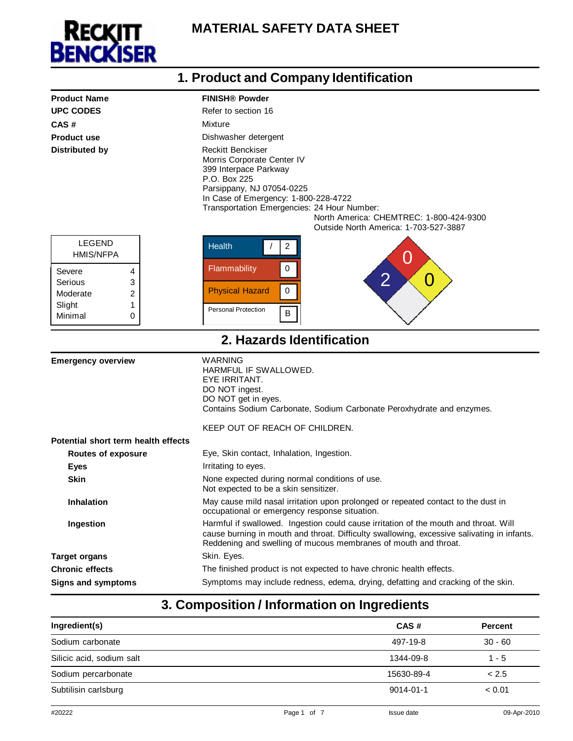# MATERIAL SAFETY DATA SHEET

RECKITT BENCKISER

## 1. Product and Company Identification

| | |
|---|---|
| **Product Name** | **FINISH® Powder** |
| **UPC CODES** | Refer to section 16 |
| **CAS #** | Mixture |
| **Product use** | Dishwasher detergent |
| **Distributed by** | Reckitt Benckiser<br>Morris Corporate Center IV<br>399 Interpace Parkway<br>P.O. Box 225<br>Parsippany, NJ 07054-0225<br>In Case of Emergency: 1-800-228-4722<br>Transportation Emergencies: 24 Hour Number:<br>North America: CHEMTREC: 1-800-424-9300<br>Outside North America: 1-703-527-3887 |

| LEGEND HMIS/NFPA | |
|---|---|
| Severe | 4 |
| Serious | 3 |
| Moderate | 2 |
| Slight | 1 |
| Minimal | 0 |

| HMIS | |
|---|---|
| Health | / 2 |
| Flammability | 0 |
| Physical Hazard | 0 |
| Personal Protection | B |

NFPA: Health 2, Flammability 0, Reactivity 0

## 2. Hazards Identification

**Emergency overview**

WARNING
HARMFUL IF SWALLOWED.
EYE IRRITANT.
DO NOT ingest.
DO NOT get in eyes.
Contains Sodium Carbonate, Sodium Carbonate Peroxhydrate and enzymes.

KEEP OUT OF REACH OF CHILDREN.

**Potential short term health effects**

| | |
|---|---|
| **Routes of exposure** | Eye, Skin contact, Inhalation, Ingestion. |
| **Eyes** | Irritating to eyes. |
| **Skin** | None expected during normal conditions of use.<br>Not expected to be a skin sensitizer. |
| **Inhalation** | May cause mild nasal irritation upon prolonged or repeated contact to the dust in occupational or emergency response situation. |
| **Ingestion** | Harmful if swallowed. Ingestion could cause irritation of the mouth and throat. Will cause burning in mouth and throat. Difficulty swallowing, excessive salivating in infants. Reddening and swelling of mucous membranes of mouth and throat. |
| **Target organs** | Skin. Eyes. |
| **Chronic effects** | The finished product is not expected to have chronic health effects. |
| **Signs and symptoms** | Symptoms may include redness, edema, drying, defatting and cracking of the skin. |

## 3. Composition / Information on Ingredients

| Ingredient(s) | CAS # | Percent |
|---|---|---|
| Sodium carbonate | 497-19-8 | 30 - 60 |
| Silicic acid, sodium salt | 1344-09-8 | 1 - 5 |
| Sodium percarbonate | 15630-89-4 | < 2.5 |
| Subtilisin carlsburg | 9014-01-1 | < 0.01 |

#20222 Issue date 09-Apr-2010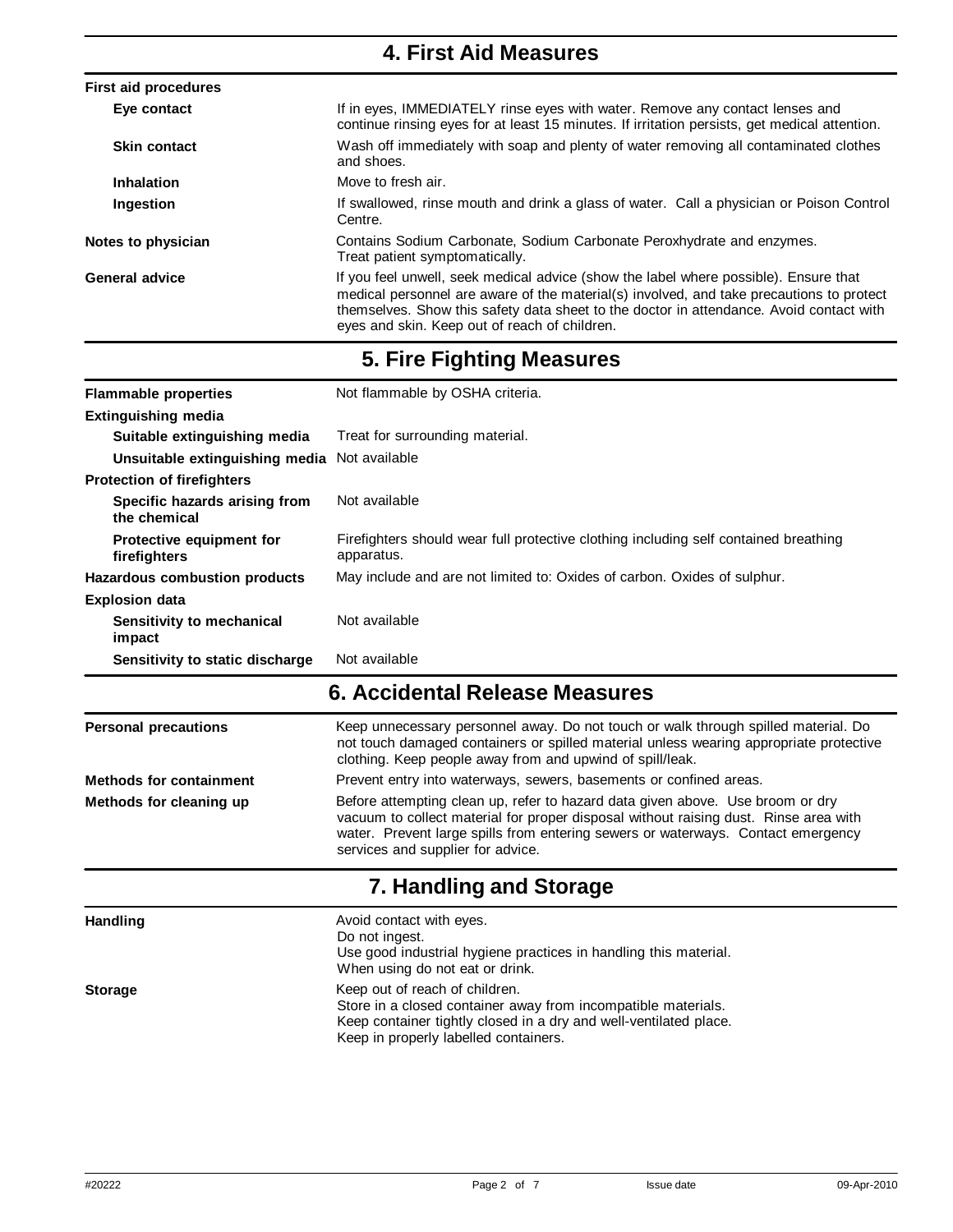## 4. First Aid Measures

| | |
|---|---|
| **First aid procedures** | |
| **Eye contact** | If in eyes, IMMEDIATELY rinse eyes with water. Remove any contact lenses and continue rinsing eyes for at least 15 minutes. If irritation persists, get medical attention. |
| **Skin contact** | Wash off immediately with soap and plenty of water removing all contaminated clothes and shoes. |
| **Inhalation** | Move to fresh air. |
| **Ingestion** | If swallowed, rinse mouth and drink a glass of water. Call a physician or Poison Control Centre. |
| **Notes to physician** | Contains Sodium Carbonate, Sodium Carbonate Peroxhydrate and enzymes. Treat patient symptomatically. |
| **General advice** | If you feel unwell, seek medical advice (show the label where possible). Ensure that medical personnel are aware of the material(s) involved, and take precautions to protect themselves. Show this safety data sheet to the doctor in attendance. Avoid contact with eyes and skin. Keep out of reach of children. |

## 5. Fire Fighting Measures

| | |
|---|---|
| **Flammable properties** | Not flammable by OSHA criteria. |
| **Extinguishing media** | |
| **Suitable extinguishing media** | Treat for surrounding material. |
| **Unsuitable extinguishing media** | Not available |
| **Protection of firefighters** | |
| **Specific hazards arising from the chemical** | Not available |
| **Protective equipment for firefighters** | Firefighters should wear full protective clothing including self contained breathing apparatus. |
| **Hazardous combustion products** | May include and are not limited to: Oxides of carbon. Oxides of sulphur. |
| **Explosion data** | |
| **Sensitivity to mechanical impact** | Not available |
| **Sensitivity to static discharge** | Not available |

## 6. Accidental Release Measures

| | |
|---|---|
| **Personal precautions** | Keep unnecessary personnel away. Do not touch or walk through spilled material. Do not touch damaged containers or spilled material unless wearing appropriate protective clothing. Keep people away from and upwind of spill/leak. |
| **Methods for containment** | Prevent entry into waterways, sewers, basements or confined areas. |
| **Methods for cleaning up** | Before attempting clean up, refer to hazard data given above. Use broom or dry vacuum to collect material for proper disposal without raising dust. Rinse area with water. Prevent large spills from entering sewers or waterways. Contact emergency services and supplier for advice. |

## 7. Handling and Storage

| | |
|---|---|
| **Handling** | Avoid contact with eyes.<br>Do not ingest.<br>Use good industrial hygiene practices in handling this material.<br>When using do not eat or drink. |
| **Storage** | Keep out of reach of children.<br>Store in a closed container away from incompatible materials.<br>Keep container tightly closed in a dry and well-ventilated place.<br>Keep in properly labelled containers. |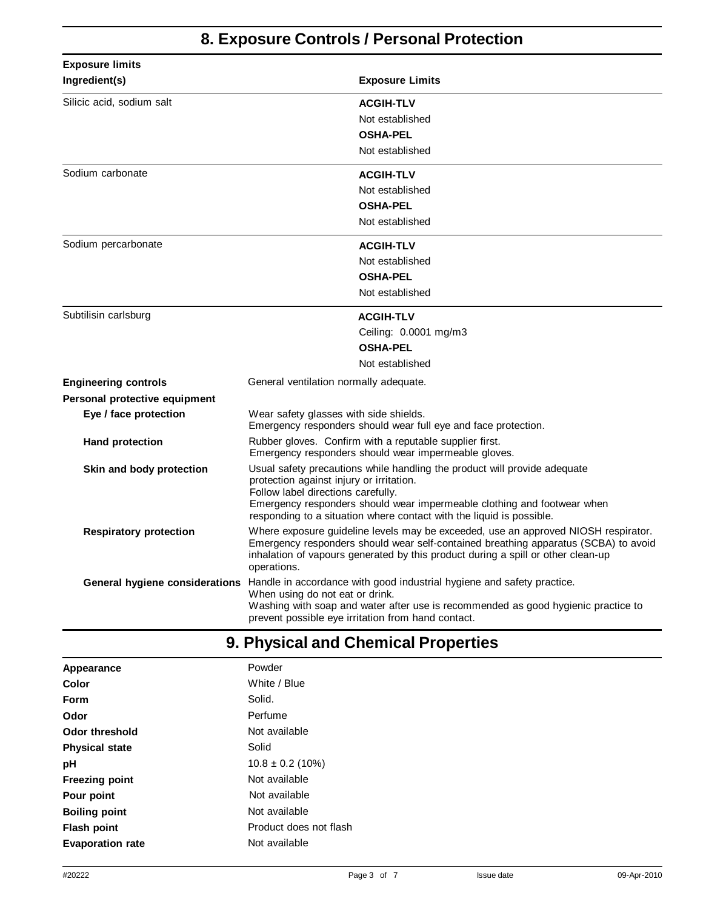## 8. Exposure Controls / Personal Protection

**Exposure limits**

| Ingredient(s) | Exposure Limits |
| --- | --- |
| Silicic acid, sodium salt | **ACGIH-TLV**<br>Not established<br>**OSHA-PEL**<br>Not established |
| Sodium carbonate | **ACGIH-TLV**<br>Not established<br>**OSHA-PEL**<br>Not established |
| Sodium percarbonate | **ACGIH-TLV**<br>Not established<br>**OSHA-PEL**<br>Not established |
| Subtilisin carlsburg | **ACGIH-TLV**<br>Ceiling: 0.0001 mg/m3<br>**OSHA-PEL**<br>Not established |

**Engineering controls** General ventilation normally adequate.

**Personal protective equipment**

**Eye / face protection** Wear safety glasses with side shields.
Emergency responders should wear full eye and face protection.

**Hand protection** Rubber gloves. Confirm with a reputable supplier first.
Emergency responders should wear impermeable gloves.

**Skin and body protection** Usual safety precautions while handling the product will provide adequate protection against injury or irritation.
Follow label directions carefully.
Emergency responders should wear impermeable clothing and footwear when responding to a situation where contact with the liquid is possible.

**Respiratory protection** Where exposure guideline levels may be exceeded, use an approved NIOSH respirator.
Emergency responders should wear self-contained breathing apparatus (SCBA) to avoid inhalation of vapours generated by this product during a spill or other clean-up operations.

**General hygiene considerations** Handle in accordance with good industrial hygiene and safety practice.
When using do not eat or drink.
Washing with soap and water after use is recommended as good hygienic practice to prevent possible eye irritation from hand contact.

## 9. Physical and Chemical Properties

| | |
| --- | --- |
| **Appearance** | Powder |
| **Color** | White / Blue |
| **Form** | Solid. |
| **Odor** | Perfume |
| **Odor threshold** | Not available |
| **Physical state** | Solid |
| **pH** | 10.8 ± 0.2 (10%) |
| **Freezing point** | Not available |
| **Pour point** | Not available |
| **Boiling point** | Not available |
| **Flash point** | Product does not flash |
| **Evaporation rate** | Not available |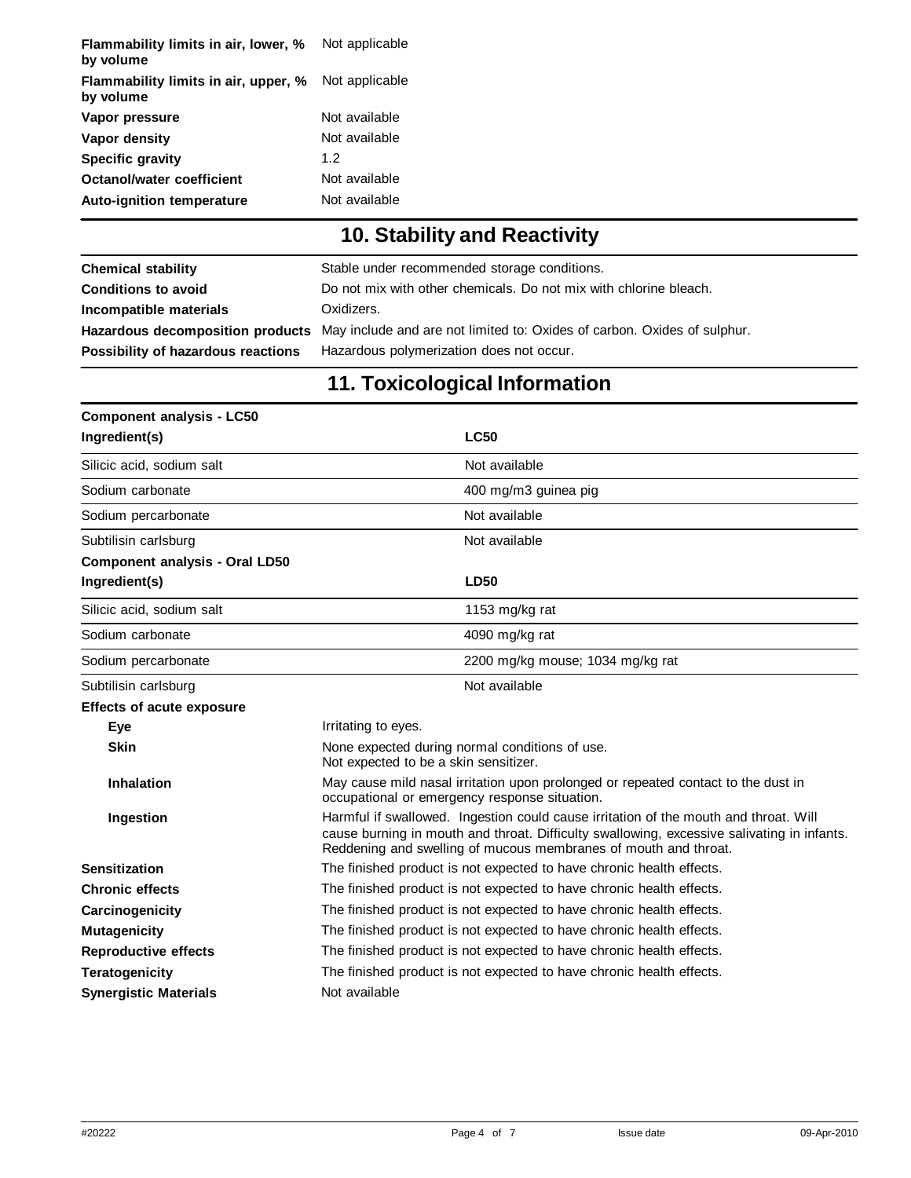| | |
|---|---|
| **Flammability limits in air, lower, % by volume** | Not applicable |
| **Flammability limits in air, upper, % by volume** | Not applicable |
| **Vapor pressure** | Not available |
| **Vapor density** | Not available |
| **Specific gravity** | 1.2 |
| **Octanol/water coefficient** | Not available |
| **Auto-ignition temperature** | Not available |

## 10. Stability and Reactivity

| | |
|---|---|
| **Chemical stability** | Stable under recommended storage conditions. |
| **Conditions to avoid** | Do not mix with other chemicals. Do not mix with chlorine bleach. |
| **Incompatible materials** | Oxidizers. |
| **Hazardous decomposition products** | May include and are not limited to: Oxides of carbon. Oxides of sulphur. |
| **Possibility of hazardous reactions** | Hazardous polymerization does not occur. |

## 11. Toxicological Information

**Component analysis - LC50**

| Ingredient(s) | LC50 |
|---|---|
| Silicic acid, sodium salt | Not available |
| Sodium carbonate | 400 mg/m3 guinea pig |
| Sodium percarbonate | Not available |
| Subtilisin carlsburg | Not available |

**Component analysis - Oral LD50**

| Ingredient(s) | LD50 |
|---|---|
| Silicic acid, sodium salt | 1153 mg/kg rat |
| Sodium carbonate | 4090 mg/kg rat |
| Sodium percarbonate | 2200 mg/kg mouse; 1034 mg/kg rat |
| Subtilisin carlsburg | Not available |

**Effects of acute exposure**

| | |
|---|---|
| **Eye** | Irritating to eyes. |
| **Skin** | None expected during normal conditions of use. Not expected to be a skin sensitizer. |
| **Inhalation** | May cause mild nasal irritation upon prolonged or repeated contact to the dust in occupational or emergency response situation. |
| **Ingestion** | Harmful if swallowed. Ingestion could cause irritation of the mouth and throat. Will cause burning in mouth and throat. Difficulty swallowing, excessive salivating in infants. Reddening and swelling of mucous membranes of mouth and throat. |

| | |
|---|---|
| **Sensitization** | The finished product is not expected to have chronic health effects. |
| **Chronic effects** | The finished product is not expected to have chronic health effects. |
| **Carcinogenicity** | The finished product is not expected to have chronic health effects. |
| **Mutagenicity** | The finished product is not expected to have chronic health effects. |
| **Reproductive effects** | The finished product is not expected to have chronic health effects. |
| **Teratogenicity** | The finished product is not expected to have chronic health effects. |
| **Synergistic Materials** | Not available |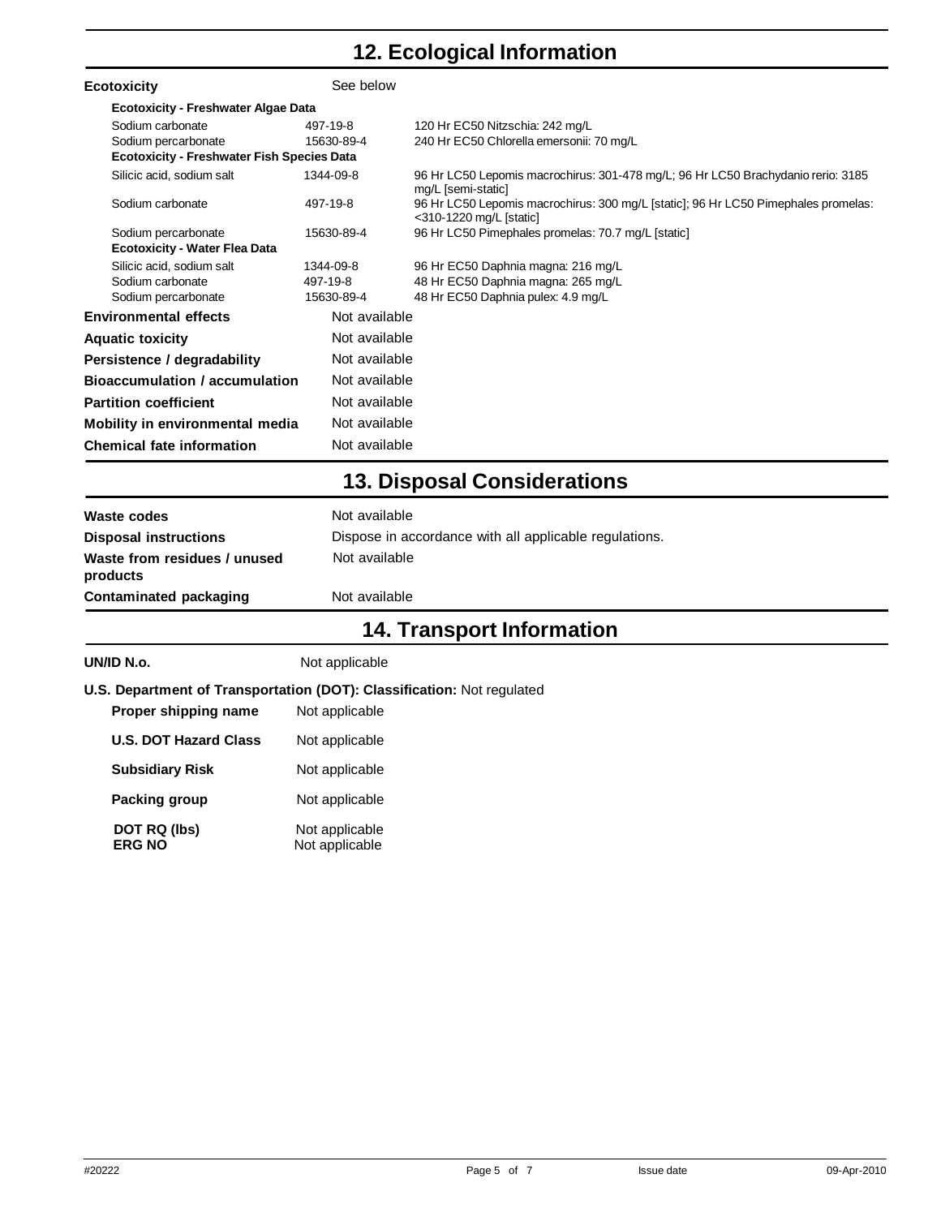## 12. Ecological Information

**Ecotoxicity** See below

| Ecotoxicity - Freshwater Algae Data | | |
|---|---|---|
| Sodium carbonate | 497-19-8 | 120 Hr EC50 Nitzschia: 242 mg/L |
| Sodium percarbonate | 15630-89-4 | 240 Hr EC50 Chlorella emersonii: 70 mg/L |
| **Ecotoxicity - Freshwater Fish Species Data** | | |
| Silicic acid, sodium salt | 1344-09-8 | 96 Hr LC50 Lepomis macrochirus: 301-478 mg/L; 96 Hr LC50 Brachydanio rerio: 3185 mg/L [semi-static] |
| Sodium carbonate | 497-19-8 | 96 Hr LC50 Lepomis macrochirus: 300 mg/L [static]; 96 Hr LC50 Pimephales promelas: <310-1220 mg/L [static] |
| Sodium percarbonate | 15630-89-4 | 96 Hr LC50 Pimephales promelas: 70.7 mg/L [static] |
| **Ecotoxicity - Water Flea Data** | | |
| Silicic acid, sodium salt | 1344-09-8 | 96 Hr EC50 Daphnia magna: 216 mg/L |
| Sodium carbonate | 497-19-8 | 48 Hr EC50 Daphnia magna: 265 mg/L |
| Sodium percarbonate | 15630-89-4 | 48 Hr EC50 Daphnia pulex: 4.9 mg/L |

**Environmental effects** Not available

**Aquatic toxicity** Not available

**Persistence / degradability** Not available

**Bioaccumulation / accumulation** Not available

**Partition coefficient** Not available

**Mobility in environmental media** Not available

**Chemical fate information** Not available

## 13. Disposal Considerations

**Waste codes** Not available

**Disposal instructions** Dispose in accordance with all applicable regulations.

**Waste from residues / unused products** Not available

**Contaminated packaging** Not available

## 14. Transport Information

**UN/ID N.o.** Not applicable

**U.S. Department of Transportation (DOT): Classification:** Not regulated

**Proper shipping name** Not applicable

**U.S. DOT Hazard Class** Not applicable

**Subsidiary Risk** Not applicable

**Packing group** Not applicable

**DOT RQ (lbs)** Not applicable

**ERG NO** Not applicable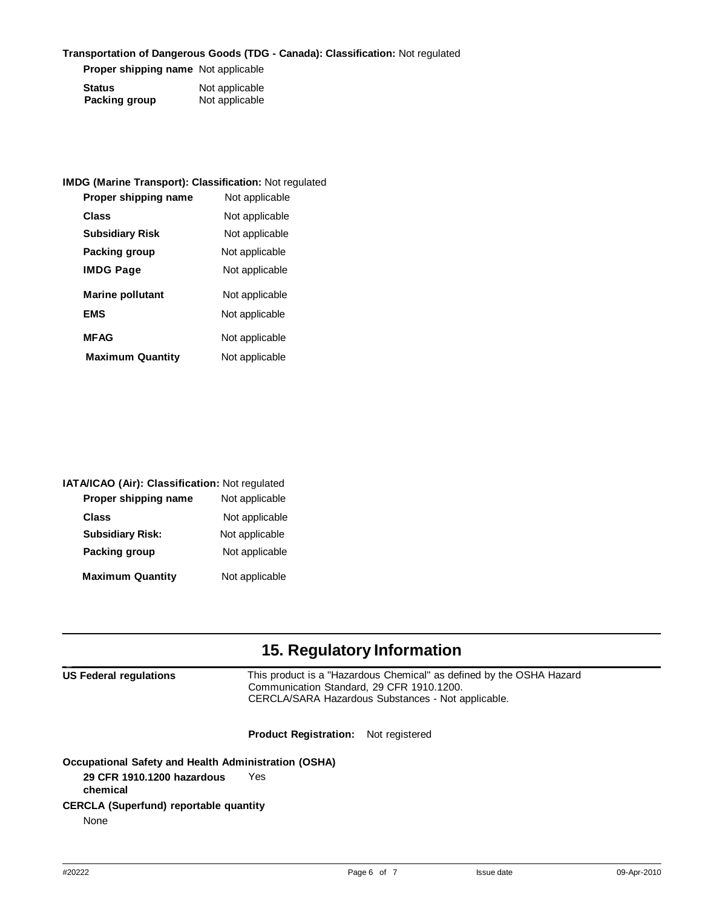**Transportation of Dangerous Goods (TDG - Canada): Classification:** Not regulated

| | |
|---|---|
| **Proper shipping name** | Not applicable |
| **Status** | Not applicable |
| **Packing group** | Not applicable |

**IMDG (Marine Transport): Classification:** Not regulated

| | |
|---|---|
| **Proper shipping name** | Not applicable |
| **Class** | Not applicable |
| **Subsidiary Risk** | Not applicable |
| **Packing group** | Not applicable |
| **IMDG Page** | Not applicable |
| **Marine pollutant** | Not applicable |
| **EMS** | Not applicable |
| **MFAG** | Not applicable |
| **Maximum Quantity** | Not applicable |

**IATA/ICAO (Air): Classification:** Not regulated

| | |
|---|---|
| **Proper shipping name** | Not applicable |
| **Class** | Not applicable |
| **Subsidiary Risk:** | Not applicable |
| **Packing group** | Not applicable |
| **Maximum Quantity** | Not applicable |

## 15. Regulatory Information

**US Federal regulations**

This product is a "Hazardous Chemical" as defined by the OSHA Hazard Communication Standard, 29 CFR 1910.1200.
CERCLA/SARA Hazardous Substances - Not applicable.

**Product Registration:** Not registered

**Occupational Safety and Health Administration (OSHA)**

**29 CFR 1910.1200 hazardous chemical** Yes

**CERCLA (Superfund) reportable quantity**

None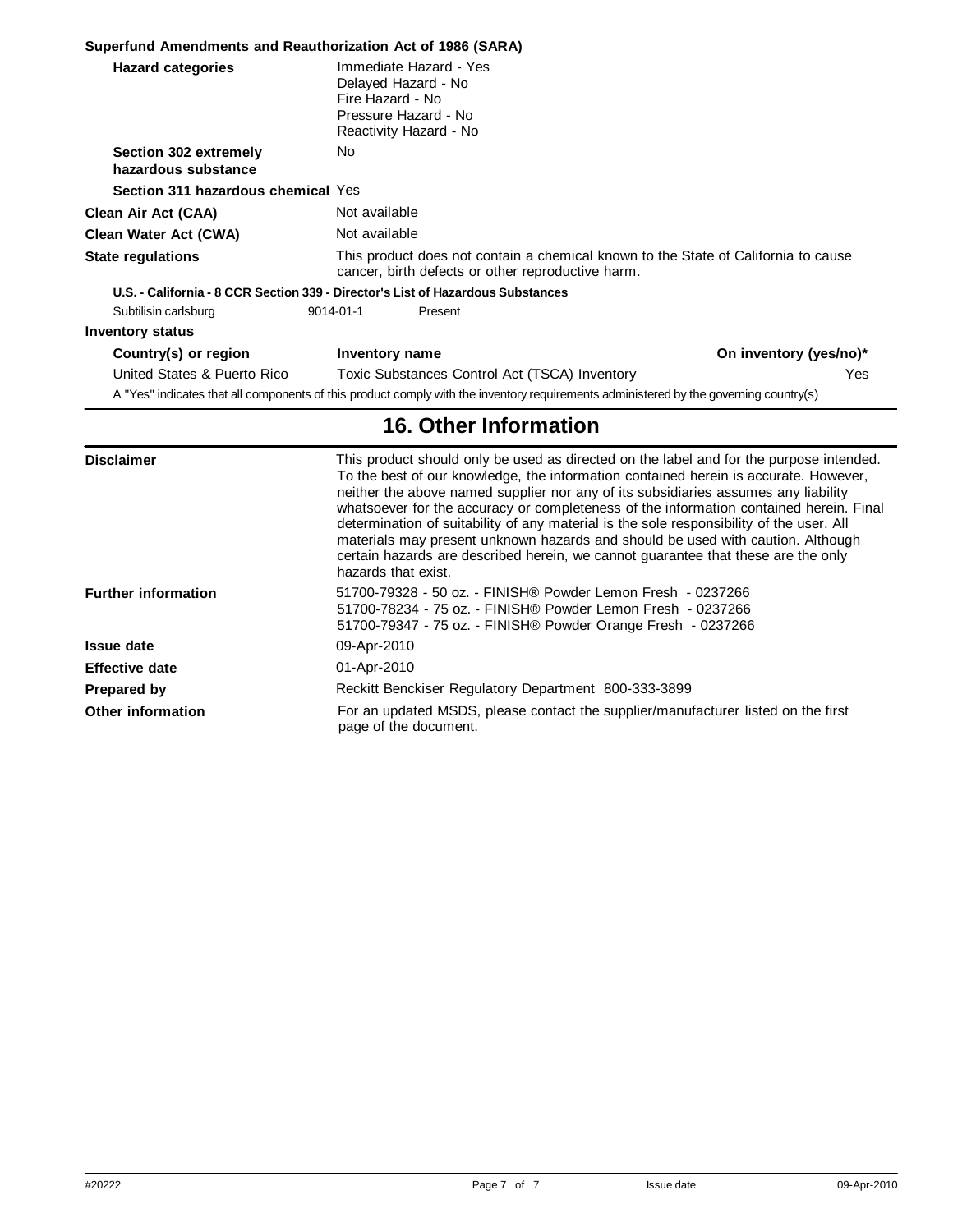**Superfund Amendments and Reauthorization Act of 1986 (SARA)**

| | |
|---|---|
| **Hazard categories** | Immediate Hazard - Yes<br>Delayed Hazard - No<br>Fire Hazard - No<br>Pressure Hazard - No<br>Reactivity Hazard - No |
| **Section 302 extremely hazardous substance** | No |
| **Section 311 hazardous chemical** | Yes |
| **Clean Air Act (CAA)** | Not available |
| **Clean Water Act (CWA)** | Not available |
| **State regulations** | This product does not contain a chemical known to the State of California to cause cancer, birth defects or other reproductive harm. |

**U.S. - California - 8 CCR Section 339 - Director's List of Hazardous Substances**

| | | |
|---|---|---|
| Subtilisin carlsburg | 9014-01-1 | Present |

**Inventory status**

| Country(s) or region | Inventory name | On inventory (yes/no)* |
|---|---|---|
| United States & Puerto Rico | Toxic Substances Control Act (TSCA) Inventory | Yes |

A "Yes" indicates that all components of this product comply with the inventory requirements administered by the governing country(s)

## 16. Other Information

| | |
|---|---|
| **Disclaimer** | This product should only be used as directed on the label and for the purpose intended. To the best of our knowledge, the information contained herein is accurate. However, neither the above named supplier nor any of its subsidiaries assumes any liability whatsoever for the accuracy or completeness of the information contained herein. Final determination of suitability of any material is the sole responsibility of the user. All materials may present unknown hazards and should be used with caution. Although certain hazards are described herein, we cannot guarantee that these are the only hazards that exist. |
| **Further information** | 51700-79328 - 50 oz. - FINISH® Powder Lemon Fresh - 0237266<br>51700-78234 - 75 oz. - FINISH® Powder Lemon Fresh - 0237266<br>51700-79347 - 75 oz. - FINISH® Powder Orange Fresh - 0237266 |
| **Issue date** | 09-Apr-2010 |
| **Effective date** | 01-Apr-2010 |
| **Prepared by** | Reckitt Benckiser Regulatory Department 800-333-3899 |
| **Other information** | For an updated MSDS, please contact the supplier/manufacturer listed on the first page of the document. |